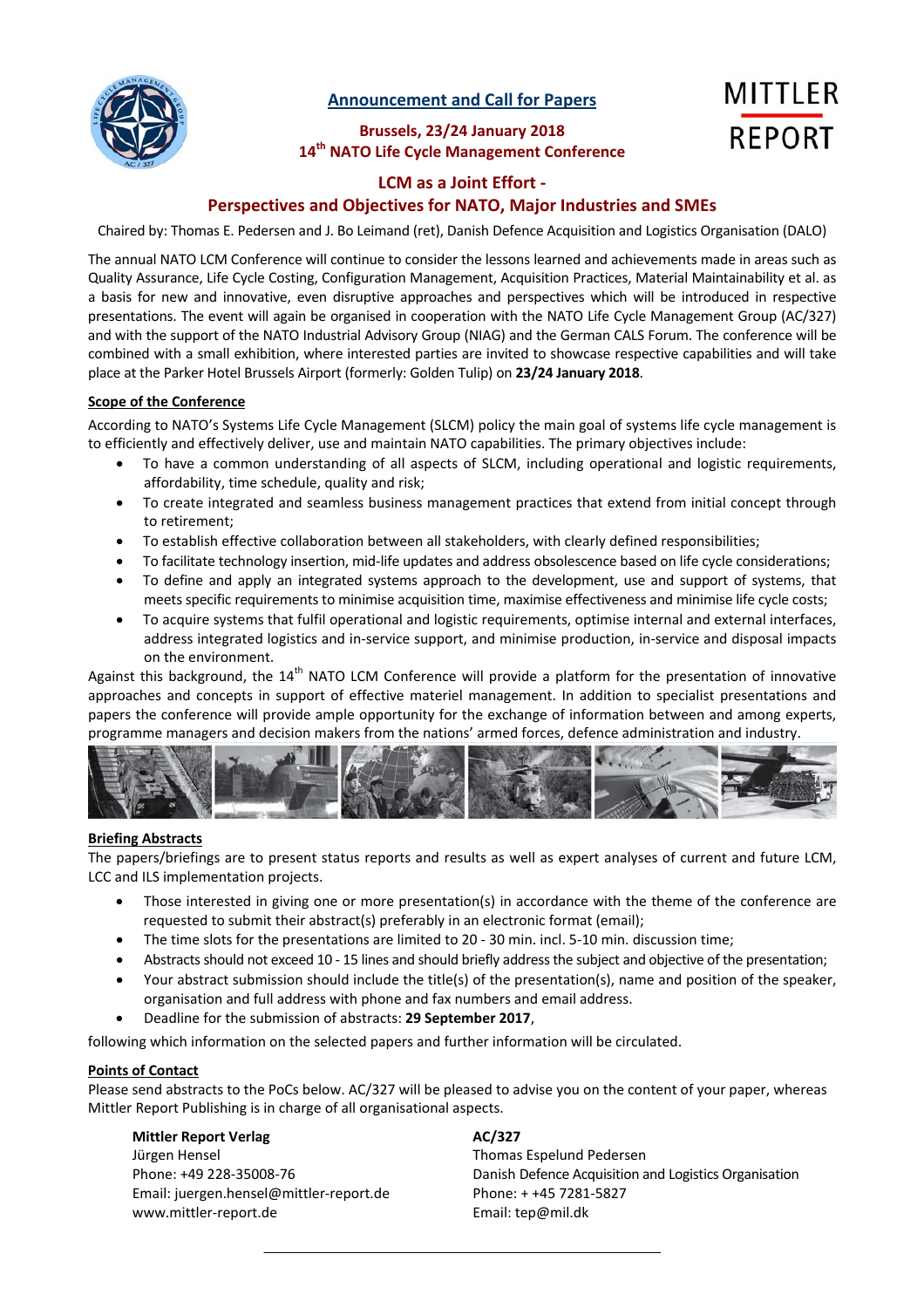## Announcement and Call for Papers

**Brussels, 23/24 January 2018**
**14th NATO Life Cycle Management Conference**

MITTLER REPORT

# LCM as a Joint Effort - Perspectives and Objectives for NATO, Major Industries and SMEs

Chaired by: Thomas E. Pedersen and J. Bo Leimand (ret), Danish Defence Acquisition and Logistics Organisation (DALO)

The annual NATO LCM Conference will continue to consider the lessons learned and achievements made in areas such as Quality Assurance, Life Cycle Costing, Configuration Management, Acquisition Practices, Material Maintainability et al. as a basis for new and innovative, even disruptive approaches and perspectives which will be introduced in respective presentations. The event will again be organised in cooperation with the NATO Life Cycle Management Group (AC/327) and with the support of the NATO Industrial Advisory Group (NIAG) and the German CALS Forum. The conference will be combined with a small exhibition, where interested parties are invited to showcase respective capabilities and will take place at the Parker Hotel Brussels Airport (formerly: Golden Tulip) on **23/24 January 2018**.

### Scope of the Conference

According to NATO's Systems Life Cycle Management (SLCM) policy the main goal of systems life cycle management is to efficiently and effectively deliver, use and maintain NATO capabilities. The primary objectives include:

- To have a common understanding of all aspects of SLCM, including operational and logistic requirements, affordability, time schedule, quality and risk;
- To create integrated and seamless business management practices that extend from initial concept through to retirement;
- To establish effective collaboration between all stakeholders, with clearly defined responsibilities;
- To facilitate technology insertion, mid-life updates and address obsolescence based on life cycle considerations;
- To define and apply an integrated systems approach to the development, use and support of systems, that meets specific requirements to minimise acquisition time, maximise effectiveness and minimise life cycle costs;
- To acquire systems that fulfil operational and logistic requirements, optimise internal and external interfaces, address integrated logistics and in-service support, and minimise production, in-service and disposal impacts on the environment.

Against this background, the 14th NATO LCM Conference will provide a platform for the presentation of innovative approaches and concepts in support of effective materiel management. In addition to specialist presentations and papers the conference will provide ample opportunity for the exchange of information between and among experts, programme managers and decision makers from the nations' armed forces, defence administration and industry.

### Briefing Abstracts

The papers/briefings are to present status reports and results as well as expert analyses of current and future LCM, LCC and ILS implementation projects.

- Those interested in giving one or more presentation(s) in accordance with the theme of the conference are requested to submit their abstract(s) preferably in an electronic format (email);
- The time slots for the presentations are limited to 20 - 30 min. incl. 5-10 min. discussion time;
- Abstracts should not exceed 10 - 15 lines and should briefly address the subject and objective of the presentation;
- Your abstract submission should include the title(s) of the presentation(s), name and position of the speaker, organisation and full address with phone and fax numbers and email address.
- Deadline for the submission of abstracts: **29 September 2017**,

following which information on the selected papers and further information will be circulated.

### Points of Contact

Please send abstracts to the PoCs below. AC/327 will be pleased to advise you on the content of your paper, whereas Mittler Report Publishing is in charge of all organisational aspects.

**Mittler Report Verlag**
Jürgen Hensel
Phone: +49 228-35008-76
Email: juergen.hensel@mittler-report.de
www.mittler-report.de

**AC/327**
Thomas Espelund Pedersen
Danish Defence Acquisition and Logistics Organisation
Phone: + +45 7281-5827
Email: tep@mil.dk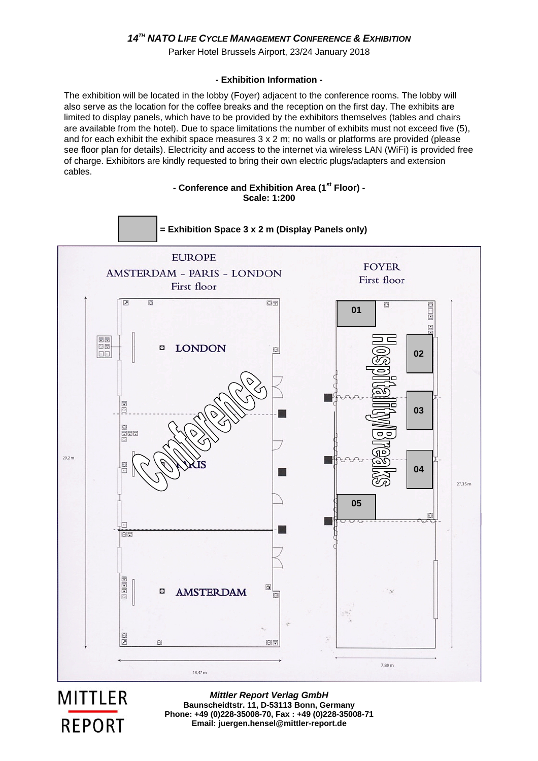# 14[TH] NATO LIFE CYCLE MANAGEMENT CONFERENCE & EXHIBITION

Parker Hotel Brussels Airport, 23/24 January 2018

## - Exhibition Information -

The exhibition will be located in the lobby (Foyer) adjacent to the conference rooms. The lobby will also serve as the location for the coffee breaks and the reception on the first day. The exhibits are limited to display panels, which have to be provided by the exhibitors themselves (tables and chairs are available from the hotel). Due to space limitations the number of exhibits must not exceed five (5), and for each exhibit the exhibit space measures 3 x 2 m; no walls or platforms are provided (please see floor plan for details). Electricity and access to the internet via wireless LAN (WiFi) is provided free of charge. Exhibitors are kindly requested to bring their own electric plugs/adapters and extension cables.

**- Conference and Exhibition Area (1[st] Floor) -**
**Scale: 1:200**

**= Exhibition Space 3 x 2 m (Display Panels only)**

EUROPE
AMSTERDAM - PARIS - LONDON
First floor

FOYER
First floor

LONDON

PARIS

AMSTERDAM

Conference

Hospitality/Breaks

01

02

03

04

05

29,2 m

27,35 m

13,47 m

7,80 m

***Mittler Report Verlag GmbH***
**Baunscheidtstr. 11, D-53113 Bonn, Germany**
**Phone: +49 (0)228-35008-70, Fax : +49 (0)228-35008-71**
**Email: juergen.hensel@mittler-report.de**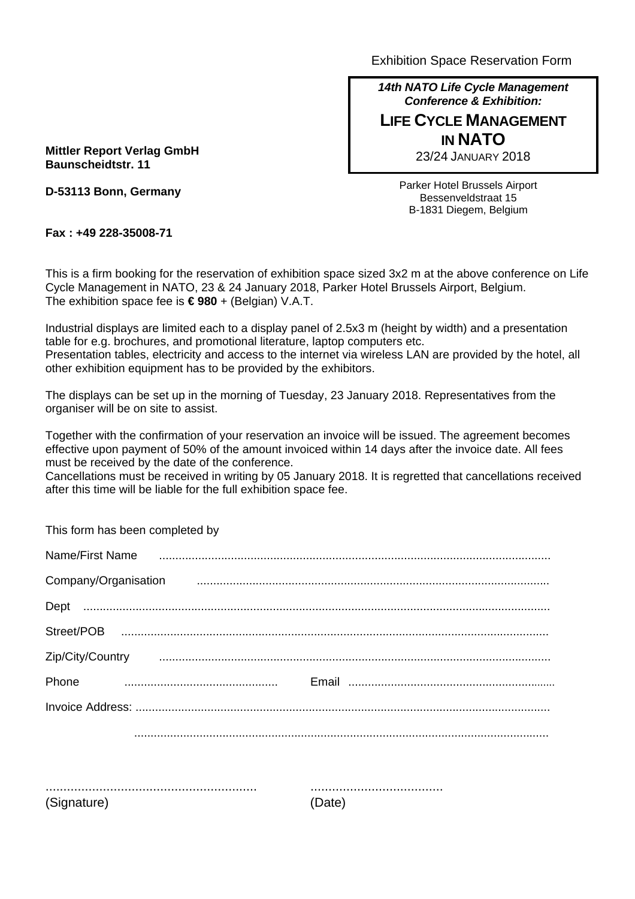Exhibition Space Reservation Form

***14th NATO Life Cycle Management Conference & Exhibition:***

## LIFE CYCLE MANAGEMENT IN NATO

23/24 JANUARY 2018

Parker Hotel Brussels Airport
Bessenveldstraat 15
B-1831 Diegem, Belgium

**Mittler Report Verlag GmbH**
**Baunscheidtstr. 11**

**D-53113 Bonn, Germany**

**Fax : +49 228-35008-71**

This is a firm booking for the reservation of exhibition space sized 3x2 m at the above conference on Life Cycle Management in NATO, 23 & 24 January 2018, Parker Hotel Brussels Airport, Belgium.
The exhibition space fee is **€ 980** + (Belgian) V.A.T.

Industrial displays are limited each to a display panel of 2.5x3 m (height by width) and a presentation table for e.g. brochures, and promotional literature, laptop computers etc.
Presentation tables, electricity and access to the internet via wireless LAN are provided by the hotel, all other exhibition equipment has to be provided by the exhibitors.

The displays can be set up in the morning of Tuesday, 23 January 2018. Representatives from the organiser will be on site to assist.

Together with the confirmation of your reservation an invoice will be issued. The agreement becomes effective upon payment of 50% of the amount invoiced within 14 days after the invoice date. All fees must be received by the date of the conference.
Cancellations must be received in writing by 05 January 2018. It is regretted that cancellations received after this time will be liable for the full exhibition space fee.

This form has been completed by

Name/First Name .......................................................................................................................

Company/Organisation ...........................................................................................................

Dept ..............................................................................................................................................

Street/POB ...................................................................................................................................

Zip/City/Country .......................................................................................................................

Phone ............................................... Email ...............................................................

Invoice Address: ..............................................................................................................................

..............................................................................................................................

........................................................... .....................................
(Signature) (Date)